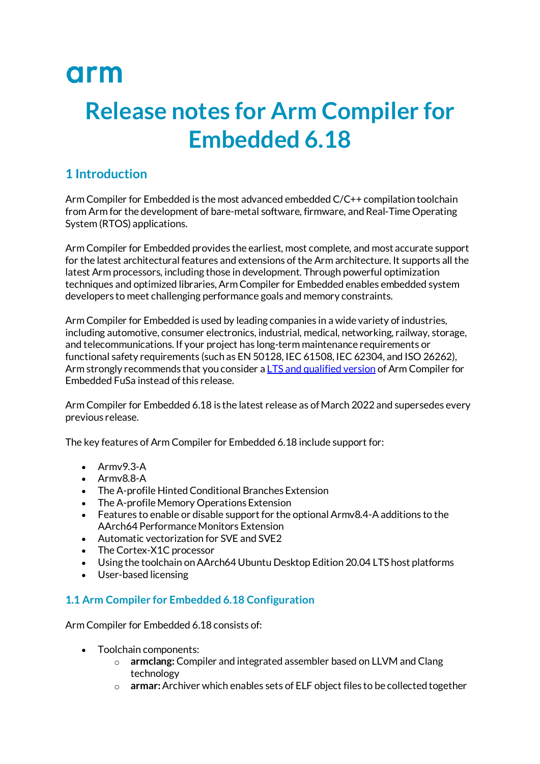arm

# Release notes for Arm Compiler for Embedded 6.18

## 1 Introduction

Arm Compiler for Embedded is the most advanced embedded C/C++ compilation toolchain from Arm for the development of bare-metal software, firmware, and Real-Time Operating System (RTOS) applications.

Arm Compiler for Embedded provides the earliest, most complete, and most accurate support for the latest architectural features and extensions of the Arm architecture. It supports all the latest Arm processors, including those in development. Through powerful optimization techniques and optimized libraries, Arm Compiler for Embedded enables embedded system developers to meet challenging performance goals and memory constraints.

Arm Compiler for Embedded is used by leading companies in a wide variety of industries, including automotive, consumer electronics, industrial, medical, networking, railway, storage, and telecommunications. If your project has long-term maintenance requirements or functional safety requirements (such as EN 50128, IEC 61508, IEC 62304, and ISO 26262), Arm strongly recommends that you consider a LTS and qualified version of Arm Compiler for Embedded FuSa instead of this release.

Arm Compiler for Embedded 6.18 is the latest release as of March 2022 and supersedes every previous release.

The key features of Arm Compiler for Embedded 6.18 include support for:

- Armv9.3-A
- Armv8.8-A
- The A-profile Hinted Conditional Branches Extension
- The A-profile Memory Operations Extension
- Features to enable or disable support for the optional Armv8.4-A additions to the AArch64 Performance Monitors Extension
- Automatic vectorization for SVE and SVE2
- The Cortex-X1C processor
- Using the toolchain on AArch64 Ubuntu Desktop Edition 20.04 LTS host platforms
- User-based licensing

### 1.1 Arm Compiler for Embedded 6.18 Configuration

Arm Compiler for Embedded 6.18 consists of:

- Toolchain components:
    - **armclang:** Compiler and integrated assembler based on LLVM and Clang technology
    - **armar:** Archiver which enables sets of ELF object files to be collected together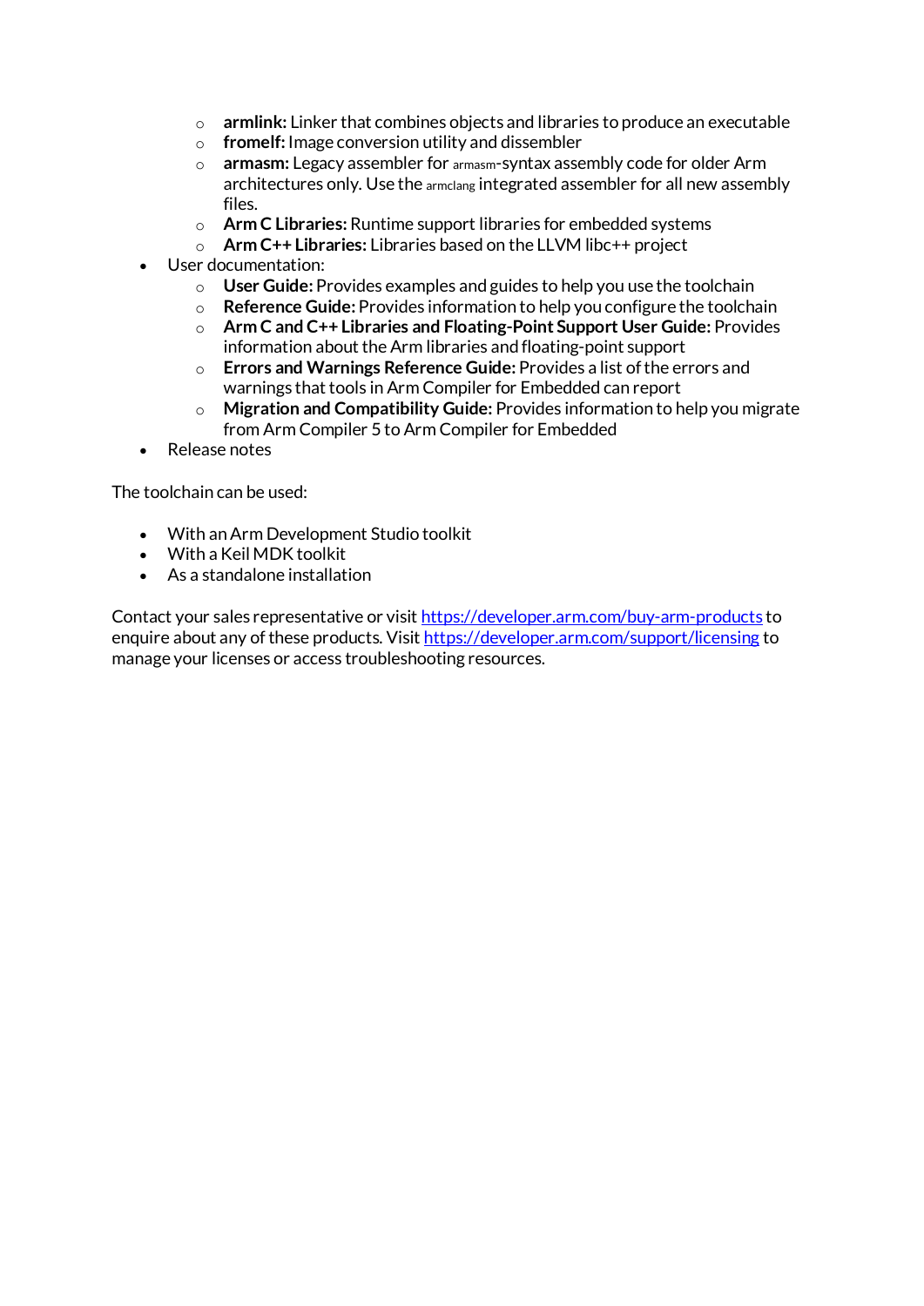- **armlink:** Linker that combines objects and libraries to produce an executable
    - **fromelf:** Image conversion utility and dissembler
    - **armasm:** Legacy assembler for `armasm`-syntax assembly code for older Arm architectures only. Use the `armclang` integrated assembler for all new assembly files.
    - **Arm C Libraries:** Runtime support libraries for embedded systems
    - **Arm C++ Libraries:** Libraries based on the LLVM libc++ project
- User documentation:
    - **User Guide:** Provides examples and guides to help you use the toolchain
    - **Reference Guide:** Provides information to help you configure the toolchain
    - **Arm C and C++ Libraries and Floating-Point Support User Guide:** Provides information about the Arm libraries and floating-point support
    - **Errors and Warnings Reference Guide:** Provides a list of the errors and warnings that tools in Arm Compiler for Embedded can report
    - **Migration and Compatibility Guide:** Provides information to help you migrate from Arm Compiler 5 to Arm Compiler for Embedded
- Release notes

The toolchain can be used:

- With an Arm Development Studio toolkit
- With a Keil MDK toolkit
- As a standalone installation

Contact your sales representative or visit [https://developer.arm.com/buy-arm-products](https://developer.arm.com/buy-arm-products) to enquire about any of these products. Visit [https://developer.arm.com/support/licensing](https://developer.arm.com/support/licensing) to manage your licenses or access troubleshooting resources.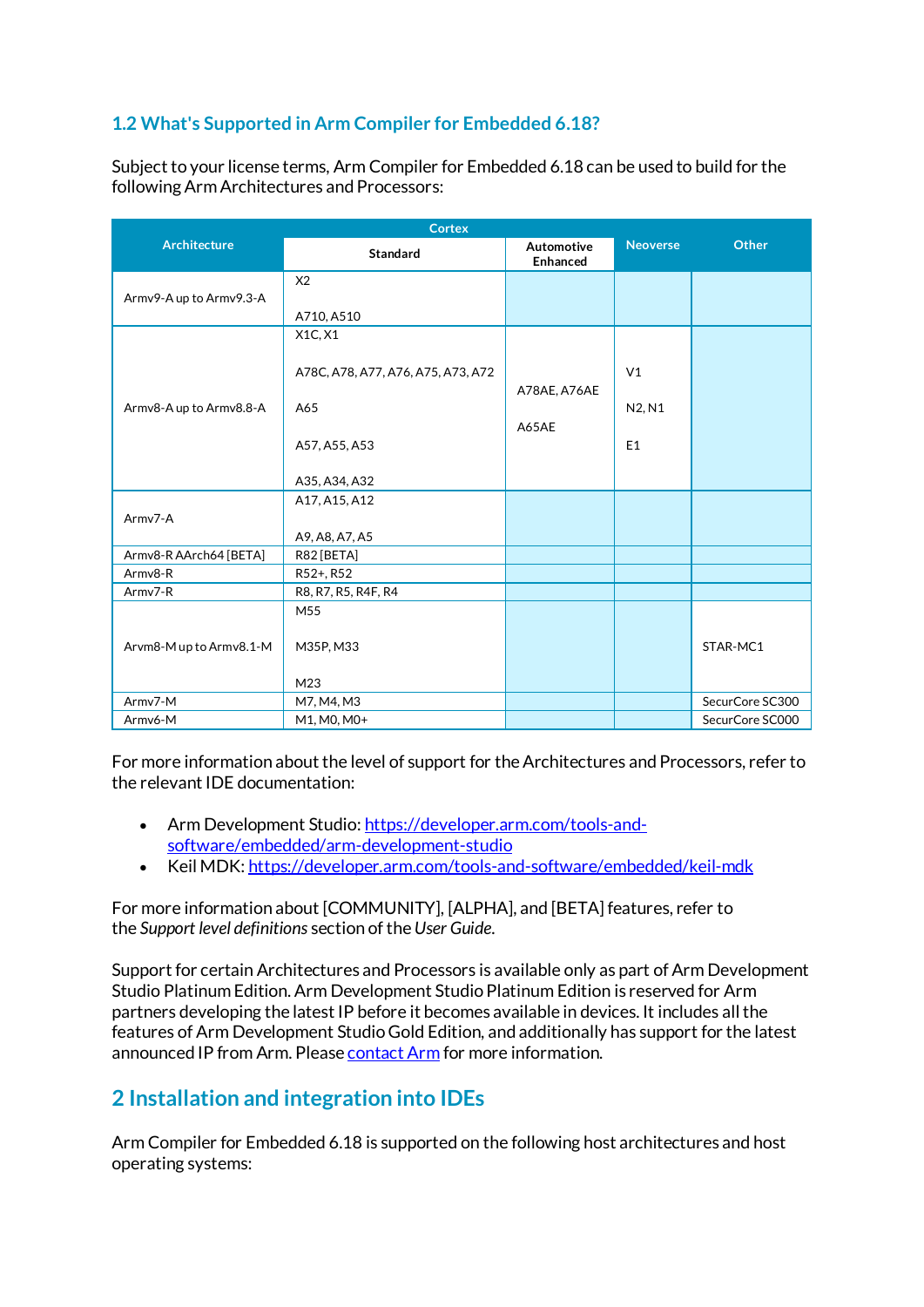## 1.2 What's Supported in Arm Compiler for Embedded 6.18?

Subject to your license terms, Arm Compiler for Embedded 6.18 can be used to build for the following Arm Architectures and Processors:

| Architecture | Cortex | | Neoverse | Other |
|---|---|---|---|---|
| | Standard | Automotive Enhanced | | |
| Armv9-A up to Armv9.3-A | X2<br><br>A710, A510 | | | |
| Armv8-A up to Armv8.8-A | X1C, X1<br><br>A78C, A78, A77, A76, A75, A73, A72<br><br>A65<br><br>A57, A55, A53<br><br>A35, A34, A32 | A78AE, A76AE<br><br>A65AE | V1<br><br>N2, N1<br><br>E1 | |
| Armv7-A | A17, A15, A12<br><br>A9, A8, A7, A5 | | | |
| Armv8-R AArch64 [BETA] | R82 [BETA] | | | |
| Armv8-R | R52+, R52 | | | |
| Armv7-R | R8, R7, R5, R4F, R4 | | | |
| Arvm8-M up to Armv8.1-M | M55<br><br>M35P, M33<br><br>M23 | | | STAR-MC1 |
| Armv7-M | M7, M4, M3 | | | SecurCore SC300 |
| Armv6-M | M1, M0, M0+ | | | SecurCore SC000 |

For more information about the level of support for the Architectures and Processors, refer to the relevant IDE documentation:

- Arm Development Studio: https://developer.arm.com/tools-and-software/embedded/arm-development-studio
- Keil MDK: https://developer.arm.com/tools-and-software/embedded/keil-mdk

For more information about [COMMUNITY], [ALPHA], and [BETA] features, refer to the *Support level definitions* section of the *User Guide*.

Support for certain Architectures and Processors is available only as part of Arm Development Studio Platinum Edition. Arm Development Studio Platinum Edition is reserved for Arm partners developing the latest IP before it becomes available in devices. It includes all the features of Arm Development Studio Gold Edition, and additionally has support for the latest announced IP from Arm. Please contact Arm for more information.

# 2 Installation and integration into IDEs

Arm Compiler for Embedded 6.18 is supported on the following host architectures and host operating systems: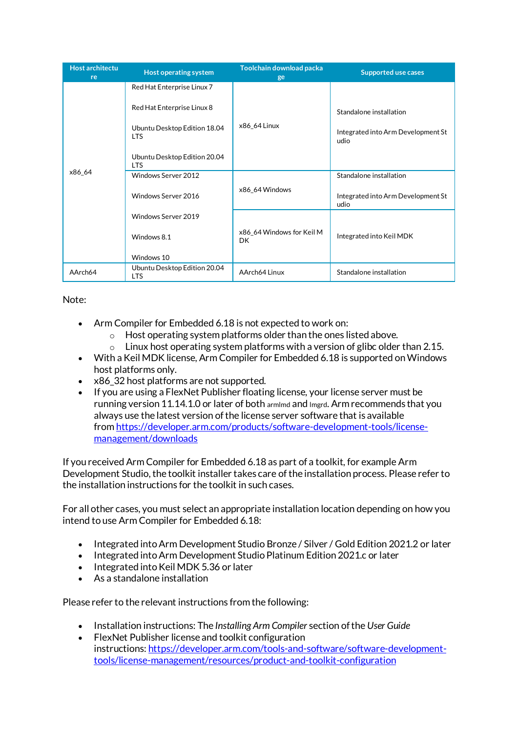| Host architecture | Host operating system | Toolchain download package | Supported use cases |
| --- | --- | --- | --- |
| x86_64 | Red Hat Enterprise Linux 7<br><br>Red Hat Enterprise Linux 8<br><br>Ubuntu Desktop Edition 18.04 LTS<br><br>Ubuntu Desktop Edition 20.04 LTS | x86_64 Linux | Standalone installation<br><br>Integrated into Arm Development Studio |
| | Windows Server 2012<br><br>Windows Server 2016<br><br>Windows Server 2019<br><br>Windows 8.1<br><br>Windows 10 | x86_64 Windows | Standalone installation<br><br>Integrated into Arm Development Studio |
| | | x86_64 Windows for Keil MDK | Integrated into Keil MDK |
| AArch64 | Ubuntu Desktop Edition 20.04 LTS | AArch64 Linux | Standalone installation |

Note:

- Arm Compiler for Embedded 6.18 is not expected to work on:
  - Host operating system platforms older than the ones listed above.
  - Linux host operating system platforms with a version of glibc older than 2.15.
- With a Keil MDK license, Arm Compiler for Embedded 6.18 is supported on Windows host platforms only.
- x86_32 host platforms are not supported.
- If you are using a FlexNet Publisher floating license, your license server must be running version 11.14.1.0 or later of both armlmd and lmgrd. Arm recommends that you always use the latest version of the license server software that is available from [https://developer.arm.com/products/software-development-tools/license-management/downloads](https://developer.arm.com/products/software-development-tools/license-management/downloads)

If you received Arm Compiler for Embedded 6.18 as part of a toolkit, for example Arm Development Studio, the toolkit installer takes care of the installation process. Please refer to the installation instructions for the toolkit in such cases.

For all other cases, you must select an appropriate installation location depending on how you intend to use Arm Compiler for Embedded 6.18:

- Integrated into Arm Development Studio Bronze / Silver / Gold Edition 2021.2 or later
- Integrated into Arm Development Studio Platinum Edition 2021.c or later
- Integrated into Keil MDK 5.36 or later
- As a standalone installation

Please refer to the relevant instructions from the following:

- Installation instructions: The *Installing Arm Compiler* section of the *User Guide*
- FlexNet Publisher license and toolkit configuration instructions: [https://developer.arm.com/tools-and-software/software-development-tools/license-management/resources/product-and-toolkit-configuration](https://developer.arm.com/tools-and-software/software-development-tools/license-management/resources/product-and-toolkit-configuration)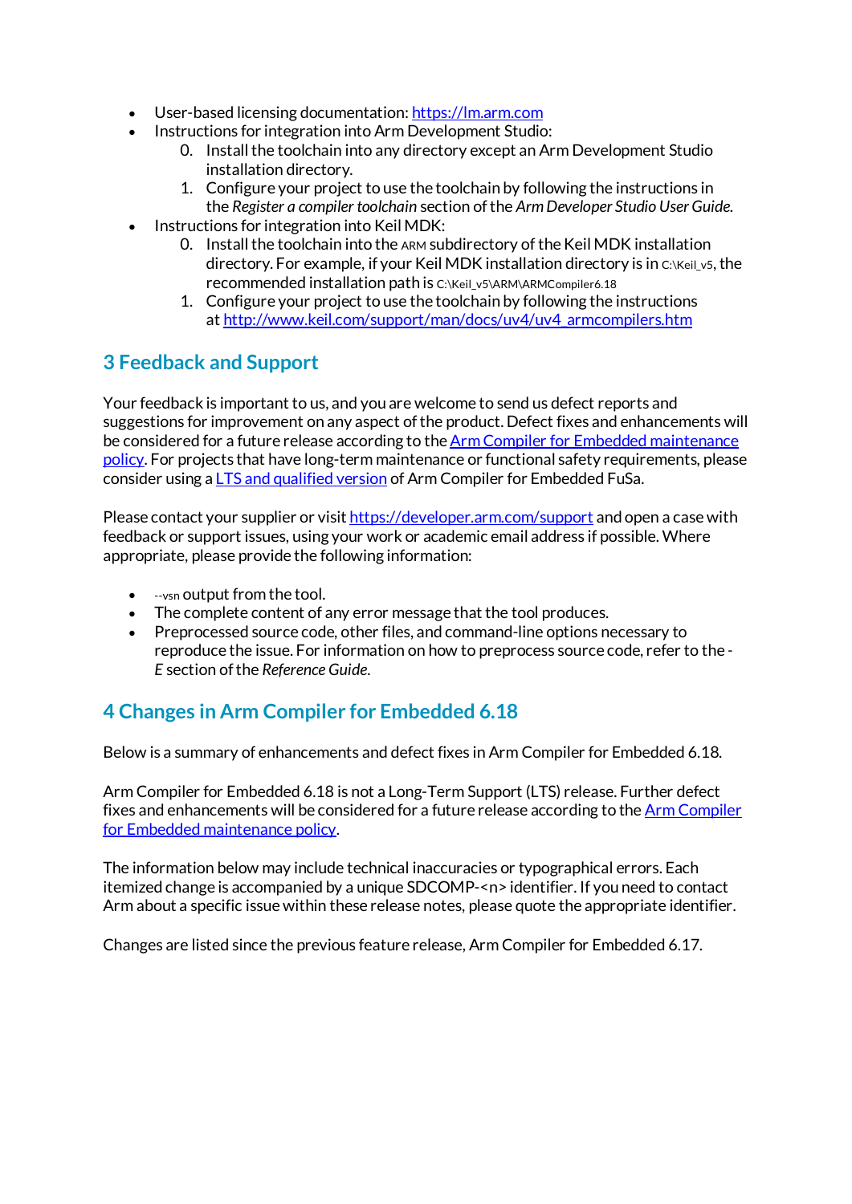- User-based licensing documentation: [https://lm.arm.com](https://lm.arm.com)
- Instructions for integration into Arm Development Studio:
  0. Install the toolchain into any directory except an Arm Development Studio installation directory.
  1. Configure your project to use the toolchain by following the instructions in the *Register a compiler toolchain* section of the *Arm Developer Studio User Guide*.
- Instructions for integration into Keil MDK:
  0. Install the toolchain into the `ARM` subdirectory of the Keil MDK installation directory. For example, if your Keil MDK installation directory is in `C:\Keil_v5`, the recommended installation path is `C:\Keil_v5\ARM\ARMCompiler6.18`
  1. Configure your project to use the toolchain by following the instructions at [http://www.keil.com/support/man/docs/uv4/uv4_armcompilers.htm](http://www.keil.com/support/man/docs/uv4/uv4_armcompilers.htm)

## 3 Feedback and Support

Your feedback is important to us, and you are welcome to send us defect reports and suggestions for improvement on any aspect of the product. Defect fixes and enhancements will be considered for a future release according to the Arm Compiler for Embedded maintenance policy. For projects that have long-term maintenance or functional safety requirements, please consider using a LTS and qualified version of Arm Compiler for Embedded FuSa.

Please contact your supplier or visit [https://developer.arm.com/support](https://developer.arm.com/support) and open a case with feedback or support issues, using your work or academic email address if possible. Where appropriate, please provide the following information:

- `--vsn` output from the tool.
- The complete content of any error message that the tool produces.
- Preprocessed source code, other files, and command-line options necessary to reproduce the issue. For information on how to preprocess source code, refer to the *-E* section of the *Reference Guide*.

## 4 Changes in Arm Compiler for Embedded 6.18

Below is a summary of enhancements and defect fixes in Arm Compiler for Embedded 6.18.

Arm Compiler for Embedded 6.18 is not a Long-Term Support (LTS) release. Further defect fixes and enhancements will be considered for a future release according to the Arm Compiler for Embedded maintenance policy.

The information below may include technical inaccuracies or typographical errors. Each itemized change is accompanied by a unique SDCOMP-<n> identifier. If you need to contact Arm about a specific issue within these release notes, please quote the appropriate identifier.

Changes are listed since the previous feature release, Arm Compiler for Embedded 6.17.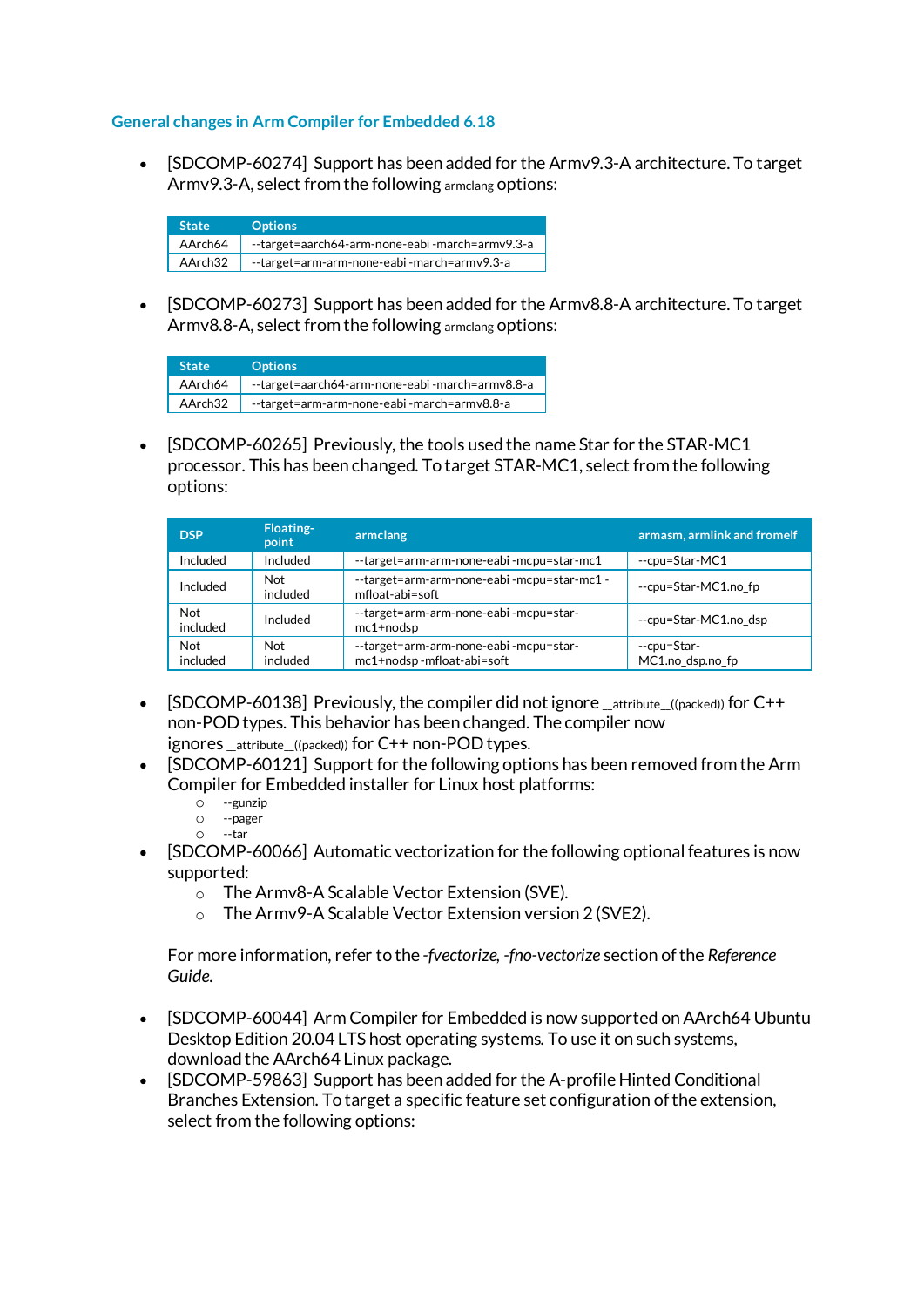### General changes in Arm Compiler for Embedded 6.18

- [SDCOMP-60274] Support has been added for the Armv9.3-A architecture. To target Armv9.3-A, select from the following armclang options:

| State | Options |
|---|---|
| AArch64 | --target=aarch64-arm-none-eabi -march=armv9.3-a |
| AArch32 | --target=arm-arm-none-eabi -march=armv9.3-a |

- [SDCOMP-60273] Support has been added for the Armv8.8-A architecture. To target Armv8.8-A, select from the following armclang options:

| State | Options |
|---|---|
| AArch64 | --target=aarch64-arm-none-eabi -march=armv8.8-a |
| AArch32 | --target=arm-arm-none-eabi -march=armv8.8-a |

- [SDCOMP-60265] Previously, the tools used the name Star for the STAR-MC1 processor. This has been changed. To target STAR-MC1, select from the following options:

| DSP | Floating-point | armclang | armasm, armlink and fromelf |
|---|---|---|---|
| Included | Included | --target=arm-arm-none-eabi -mcpu=star-mc1 | --cpu=Star-MC1 |
| Included | Not included | --target=arm-arm-none-eabi -mcpu=star-mc1 -mfloat-abi=soft | --cpu=Star-MC1.no_fp |
| Not included | Included | --target=arm-arm-none-eabi -mcpu=star-mc1+nodsp | --cpu=Star-MC1.no_dsp |
| Not included | Not included | --target=arm-arm-none-eabi -mcpu=star-mc1+nodsp -mfloat-abi=soft | --cpu=Star-MC1.no_dsp.no_fp |

- [SDCOMP-60138] Previously, the compiler did not ignore __attribute__((packed)) for C++ non-POD types. This behavior has been changed. The compiler now ignores __attribute__((packed)) for C++ non-POD types.
- [SDCOMP-60121] Support for the following options has been removed from the Arm Compiler for Embedded installer for Linux host platforms:
  - --gunzip
  - --pager
  - --tar
- [SDCOMP-60066] Automatic vectorization for the following optional features is now supported:
  - The Armv8-A Scalable Vector Extension (SVE).
  - The Armv9-A Scalable Vector Extension version 2 (SVE2).

  For more information, refer to the *-fvectorize, -fno-vectorize* section of the *Reference Guide*.

- [SDCOMP-60044] Arm Compiler for Embedded is now supported on AArch64 Ubuntu Desktop Edition 20.04 LTS host operating systems. To use it on such systems, download the AArch64 Linux package.
- [SDCOMP-59863] Support has been added for the A-profile Hinted Conditional Branches Extension. To target a specific feature set configuration of the extension, select from the following options: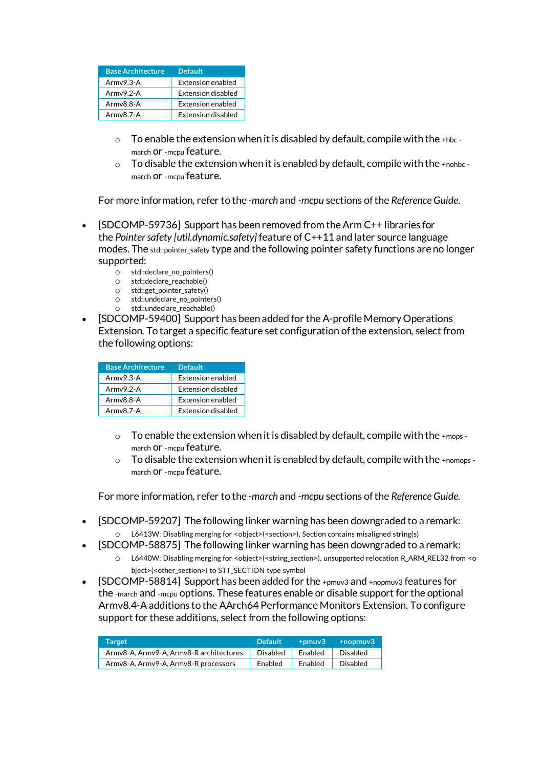| Base Architecture | Default |
|---|---|
| Armv9.3-A | Extension enabled |
| Armv9.2-A | Extension disabled |
| Armv8.8-A | Extension enabled |
| Armv8.7-A | Extension disabled |

- To enable the extension when it is disabled by default, compile with the +hbc -march or -mcpu feature.
- To disable the extension when it is enabled by default, compile with the +nohbc -march or -mcpu feature.

For more information, refer to the *-march* and *-mcpu* sections of the *Reference Guide*.

- [SDCOMP-59736] Support has been removed from the Arm C++ libraries for the *Pointer safety [util.dynamic.safety]* feature of C++11 and later source language modes. The std::pointer_safety type and the following pointer safety functions are no longer supported:
  - std::declare_no_pointers()
  - std::declare_reachable()
  - std::get_pointer_safety()
  - std::undeclare_no_pointers()
  - std::undeclare_reachable()
- [SDCOMP-59400] Support has been added for the A-profile Memory Operations Extension. To target a specific feature set configuration of the extension, select from the following options:

| Base Architecture | Default |
|---|---|
| Armv9.3-A | Extension enabled |
| Armv9.2-A | Extension disabled |
| Armv8.8-A | Extension enabled |
| Armv8.7-A | Extension disabled |

- To enable the extension when it is disabled by default, compile with the +mops -march or -mcpu feature.
- To disable the extension when it is enabled by default, compile with the +nomops -march or -mcpu feature.

For more information, refer to the *-march* and *-mcpu* sections of the *Reference Guide*.

- [SDCOMP-59207] The following linker warning has been downgraded to a remark:
  - L6413W: Disabling merging for <object>(<section>), Section contains misaligned string(s)
- [SDCOMP-58875] The following linker warning has been downgraded to a remark:
  - L6440W: Disabling merging for <object>(<string_section>), unsupported relocation R_ARM_REL32 from <object>(<other_section>) to STT_SECTION type symbol
- [SDCOMP-58814] Support has been added for the +pmuv3 and +nopmuv3 features for the -march and -mcpu options. These features enable or disable support for the optional Armv8.4-A additions to the AArch64 Performance Monitors Extension. To configure support for these additions, select from the following options:

| Target | Default | +pmuv3 | +nopmuv3 |
|---|---|---|---|
| Armv8-A, Armv9-A, Armv8-R architectures | Disabled | Enabled | Disabled |
| Armv8-A, Armv9-A, Armv8-R processors | Enabled | Enabled | Disabled |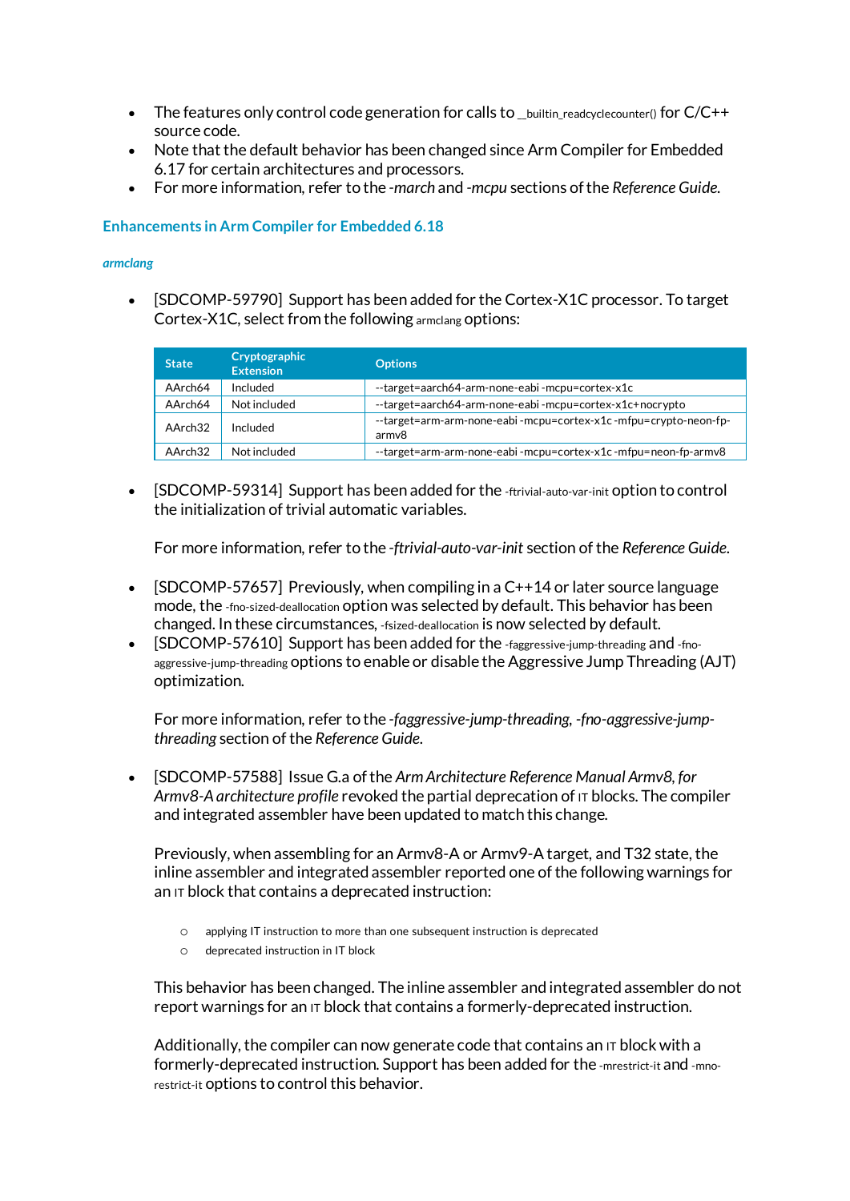- The features only control code generation for calls to `__builtin_readcyclecounter()` for C/C++ source code.
- Note that the default behavior has been changed since Arm Compiler for Embedded 6.17 for certain architectures and processors.
- For more information, refer to the *-march* and *-mcpu* sections of the *Reference Guide*.

### Enhancements in Arm Compiler for Embedded 6.18

#### *armclang*

- [SDCOMP-59790] Support has been added for the Cortex-X1C processor. To target Cortex-X1C, select from the following `armclang` options:

| State | Cryptographic Extension | Options |
|---|---|---|
| AArch64 | Included | --target=aarch64-arm-none-eabi -mcpu=cortex-x1c |
| AArch64 | Not included | --target=aarch64-arm-none-eabi -mcpu=cortex-x1c+nocrypto |
| AArch32 | Included | --target=arm-arm-none-eabi -mcpu=cortex-x1c -mfpu=crypto-neon-fp-armv8 |
| AArch32 | Not included | --target=arm-arm-none-eabi -mcpu=cortex-x1c -mfpu=neon-fp-armv8 |

- [SDCOMP-59314] Support has been added for the `-ftrivial-auto-var-init` option to control the initialization of trivial automatic variables.

  For more information, refer to the *-ftrivial-auto-var-init* section of the *Reference Guide*.

- [SDCOMP-57657] Previously, when compiling in a C++14 or later source language mode, the `-fno-sized-deallocation` option was selected by default. This behavior has been changed. In these circumstances, `-fsized-deallocation` is now selected by default.
- [SDCOMP-57610] Support has been added for the `-faggressive-jump-threading` and `-fno-aggressive-jump-threading` options to enable or disable the Aggressive Jump Threading (AJT) optimization.

  For more information, refer to the *-faggressive-jump-threading, -fno-aggressive-jump-threading* section of the *Reference Guide*.

- [SDCOMP-57588] Issue G.a of the *Arm Architecture Reference Manual Armv8, for Armv8-A architecture profile* revoked the partial deprecation of `IT` blocks. The compiler and integrated assembler have been updated to match this change.

  Previously, when assembling for an Armv8-A or Armv9-A target, and T32 state, the inline assembler and integrated assembler reported one of the following warnings for an `IT` block that contains a deprecated instruction:

  - `applying IT instruction to more than one subsequent instruction is deprecated`
  - `deprecated instruction in IT block`

  This behavior has been changed. The inline assembler and integrated assembler do not report warnings for an `IT` block that contains a formerly-deprecated instruction.

  Additionally, the compiler can now generate code that contains an `IT` block with a formerly-deprecated instruction. Support has been added for the `-mrestrict-it` and `-mno-restrict-it` options to control this behavior.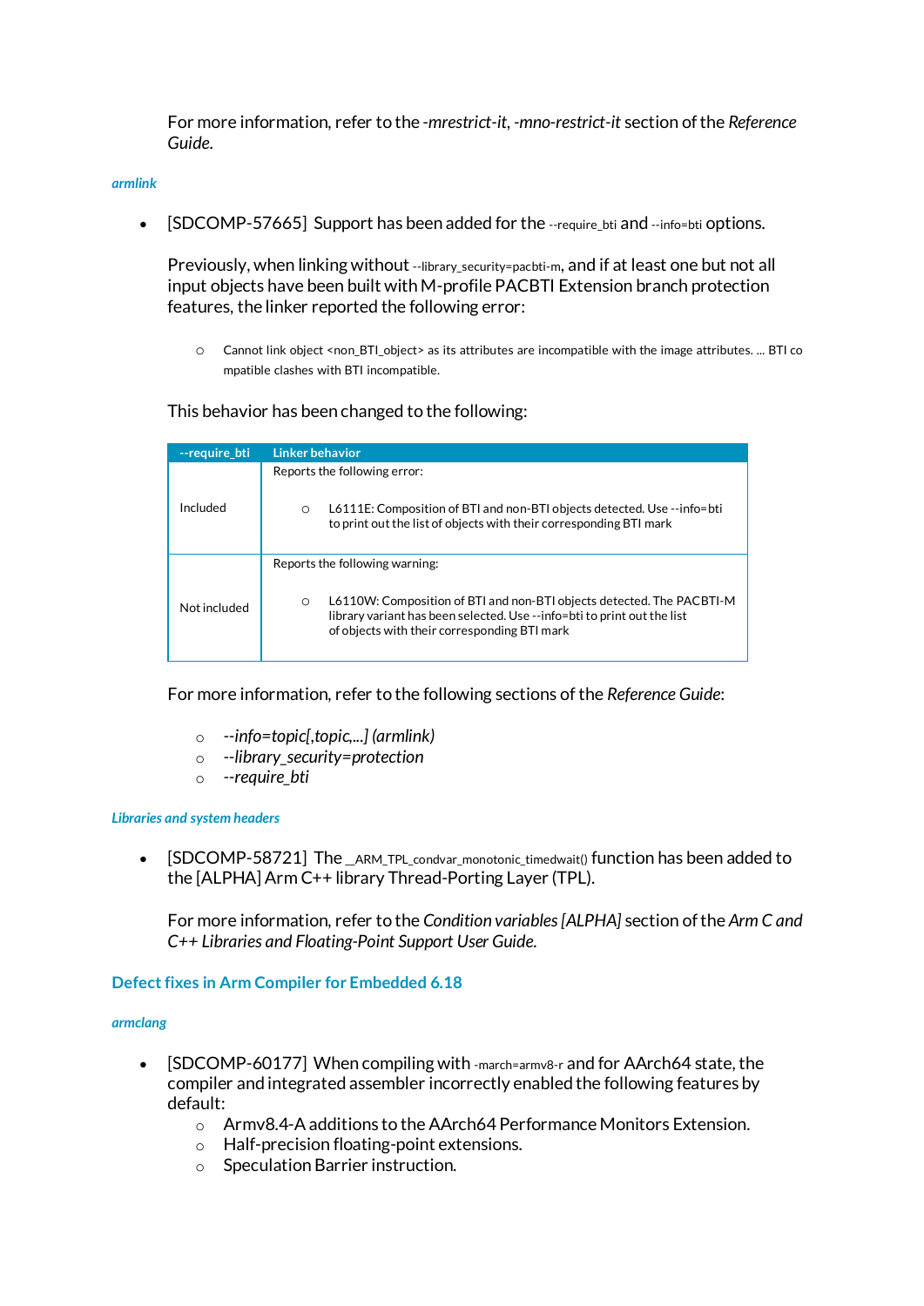For more information, refer to the *-mrestrict-it*, *-mno-restrict-it* section of the *Reference Guide*.

#### *armlink*

- [SDCOMP-57665] Support has been added for the `--require_bti` and `--info=bti` options.

  Previously, when linking without `--library_security=pacbti-m`, and if at least one but not all input objects have been built with M-profile PACBTI Extension branch protection features, the linker reported the following error:

  - Cannot link object <non_BTI_object> as its attributes are incompatible with the image attributes. ... BTI compatible clashes with BTI incompatible.

  This behavior has been changed to the following:

  | --require_bti | Linker behavior |
  |---|---|
  | Included | Reports the following error:<br><br>○ L6111E: Composition of BTI and non-BTI objects detected. Use --info=bti to print out the list of objects with their corresponding BTI mark |
  | Not included | Reports the following warning:<br><br>○ L6110W: Composition of BTI and non-BTI objects detected. The PACBTI-M library variant has been selected. Use --info=bti to print out the list of objects with their corresponding BTI mark |

  For more information, refer to the following sections of the *Reference Guide*:

  - *--info=topic[,topic,...] (armlink)*
  - *--library_security=protection*
  - *--require_bti*

#### *Libraries and system headers*

- [SDCOMP-58721] The `_ARM_TPL_condvar_monotonic_timedwait()` function has been added to the [ALPHA] Arm C++ library Thread-Porting Layer (TPL).

  For more information, refer to the *Condition variables [ALPHA]* section of the *Arm C and C++ Libraries and Floating-Point Support User Guide*.

### Defect fixes in Arm Compiler for Embedded 6.18

#### *armclang*

- [SDCOMP-60177] When compiling with `-march=armv8-r` and for AArch64 state, the compiler and integrated assembler incorrectly enabled the following features by default:
  - Armv8.4-A additions to the AArch64 Performance Monitors Extension.
  - Half-precision floating-point extensions.
  - Speculation Barrier instruction.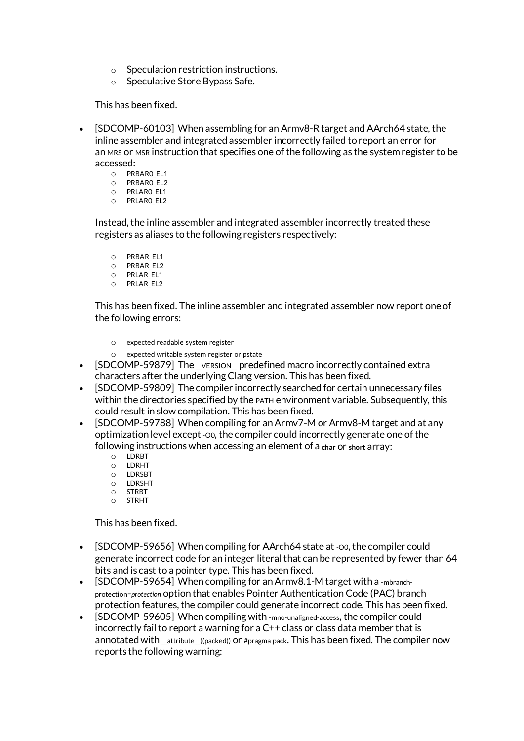- Speculation restriction instructions.
  - Speculative Store Bypass Safe.

  This has been fixed.

- [SDCOMP-60103] When assembling for an Armv8-R target and AArch64 state, the inline assembler and integrated assembler incorrectly failed to report an error for an `MRS` or `MSR` instruction that specifies one of the following as the system register to be accessed:
  - PRBAR0_EL1
  - PRBAR0_EL2
  - PRLAR0_EL1
  - PRLAR0_EL2

  Instead, the inline assembler and integrated assembler incorrectly treated these registers as aliases to the following registers respectively:

  - PRBAR_EL1
  - PRBAR_EL2
  - PRLAR_EL1
  - PRLAR_EL2

  This has been fixed. The inline assembler and integrated assembler now report one of the following errors:

  - `expected readable system register`
  - `expected writable system register or pstate`
- [SDCOMP-59879] The `__VERSION__` predefined macro incorrectly contained extra characters after the underlying Clang version. This has been fixed.
- [SDCOMP-59809] The compiler incorrectly searched for certain unnecessary files within the directories specified by the `PATH` environment variable. Subsequently, this could result in slow compilation. This has been fixed.
- [SDCOMP-59788] When compiling for an Armv7-M or Armv8-M target and at any optimization level except `-O0`, the compiler could incorrectly generate one of the following instructions when accessing an element of a **`char`** or **`short`** array:
  - LDRBT
  - LDRHT
  - LDRSBT
  - LDRSHT
  - STRBT
  - STRHT

  This has been fixed.

- [SDCOMP-59656] When compiling for AArch64 state at `-O0`, the compiler could generate incorrect code for an integer literal that can be represented by fewer than 64 bits and is cast to a pointer type. This has been fixed.
- [SDCOMP-59654] When compiling for an Armv8.1-M target with a `-mbranch-protection=`*`protection`* option that enables Pointer Authentication Code (PAC) branch protection features, the compiler could generate incorrect code. This has been fixed.
- [SDCOMP-59605] When compiling with `-mno-unaligned-access`, the compiler could incorrectly fail to report a warning for a C++ class or class data member that is annotated with `__attribute__((packed))` or `#pragma pack`. This has been fixed. The compiler now reports the following warning: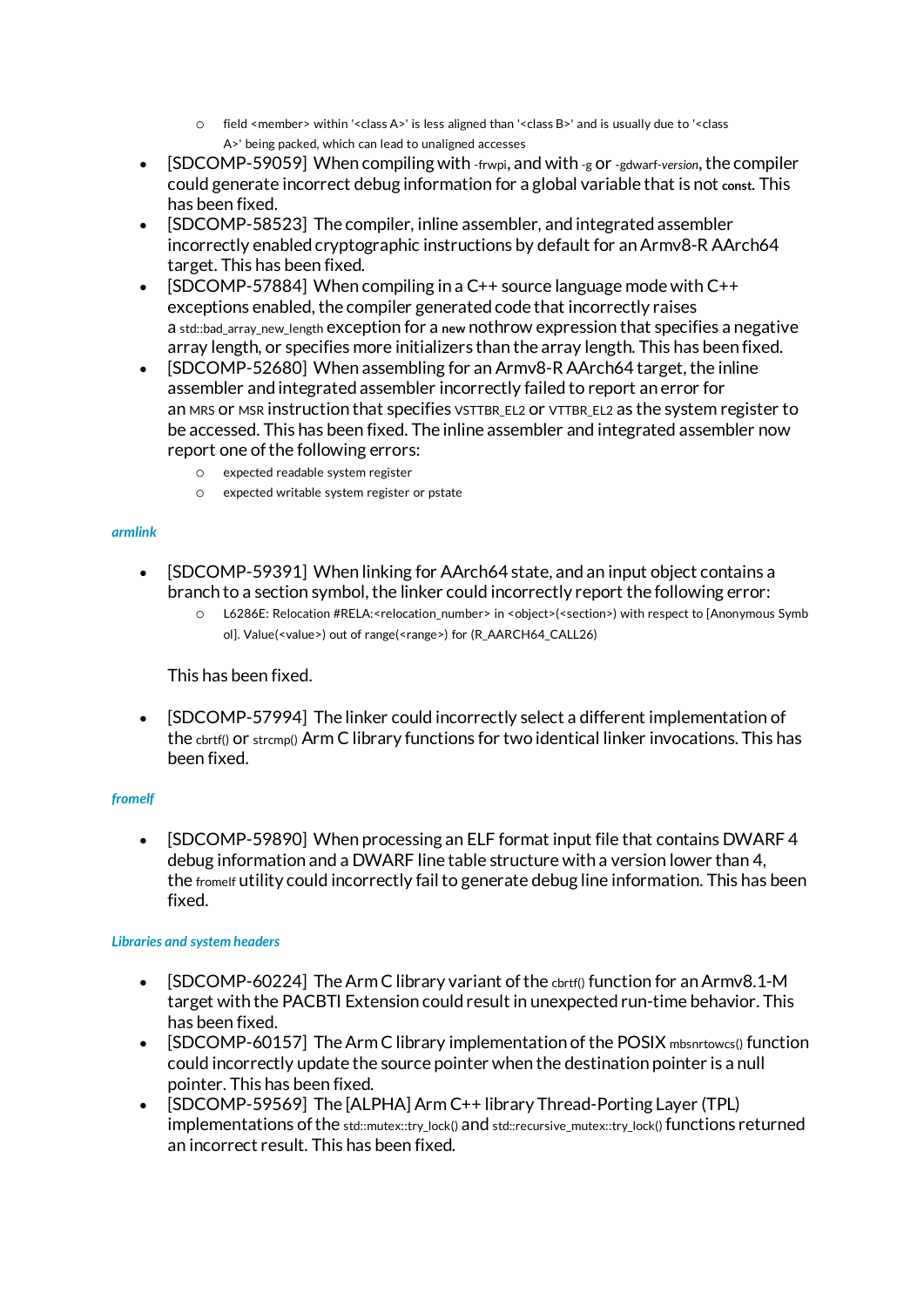- field <member> within '<class A>' is less aligned than '<class B>' and is usually due to '<class A>' being packed, which can lead to unaligned accesses
- [SDCOMP-59059] When compiling with `-frwpi`, and with `-g` or `-gdwarf-version`, the compiler could generate incorrect debug information for a global variable that is not **const**. This has been fixed.
- [SDCOMP-58523] The compiler, inline assembler, and integrated assembler incorrectly enabled cryptographic instructions by default for an Armv8-R AArch64 target. This has been fixed.
- [SDCOMP-57884] When compiling in a C++ source language mode with C++ exceptions enabled, the compiler generated code that incorrectly raises a `std::bad_array_new_length` exception for a **new** nothrow expression that specifies a negative array length, or specifies more initializers than the array length. This has been fixed.
- [SDCOMP-52680] When assembling for an Armv8-R AArch64 target, the inline assembler and integrated assembler incorrectly failed to report an error for an `MRS` or `MSR` instruction that specifies `VSTTBR_EL2` or `VTTBR_EL2` as the system register to be accessed. This has been fixed. The inline assembler and integrated assembler now report one of the following errors:
    - expected readable system register
    - expected writable system register or pstate

#### *armlink*

- [SDCOMP-59391] When linking for AArch64 state, and an input object contains a branch to a section symbol, the linker could incorrectly report the following error:
    - L6286E: Relocation #RELA:<relocation_number> in <object>(<section>) with respect to [Anonymous Symbol]. Value(<value>) out of range(<range>) for (R_AARCH64_CALL26)

  This has been fixed.

- [SDCOMP-57994] The linker could incorrectly select a different implementation of the `cbrtf()` or `strcmp()` Arm C library functions for two identical linker invocations. This has been fixed.

#### *fromelf*

- [SDCOMP-59890] When processing an ELF format input file that contains DWARF 4 debug information and a DWARF line table structure with a version lower than 4, the `fromelf` utility could incorrectly fail to generate debug line information. This has been fixed.

#### *Libraries and system headers*

- [SDCOMP-60224] The Arm C library variant of the `cbrtf()` function for an Armv8.1-M target with the PACBTI Extension could result in unexpected run-time behavior. This has been fixed.
- [SDCOMP-60157] The Arm C library implementation of the POSIX `mbsnrtowcs()` function could incorrectly update the source pointer when the destination pointer is a null pointer. This has been fixed.
- [SDCOMP-59569] The [ALPHA] Arm C++ library Thread-Porting Layer (TPL) implementations of the `std::mutex::try_lock()` and `std::recursive_mutex::try_lock()` functions returned an incorrect result. This has been fixed.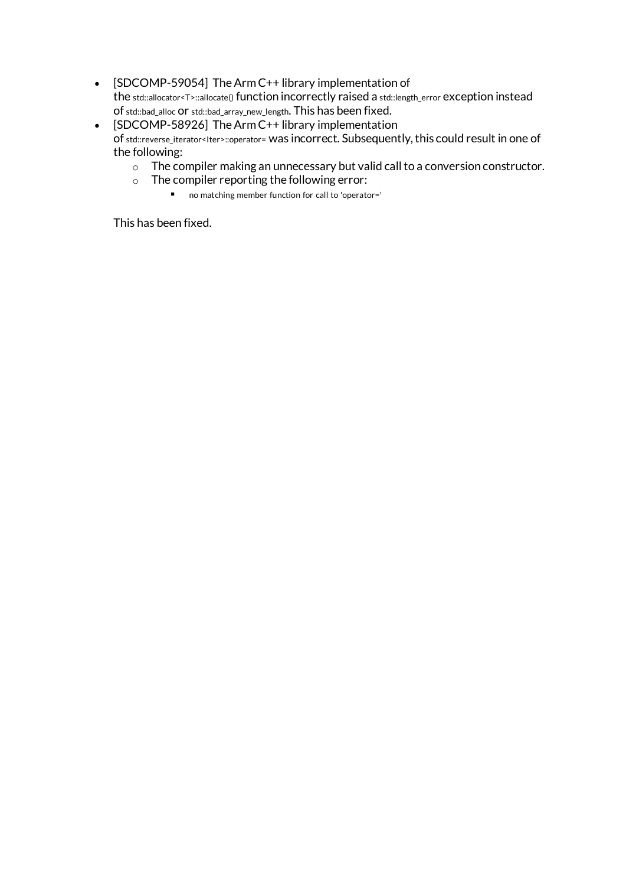- [SDCOMP-59054] The Arm C++ library implementation of the `std::allocator<T>::allocate()` function incorrectly raised a `std::length_error` exception instead of `std::bad_alloc` or `std::bad_array_new_length`. This has been fixed.
- [SDCOMP-58926] The Arm C++ library implementation of `std::reverse_iterator<Iter>::operator=` was incorrect. Subsequently, this could result in one of the following:
  - The compiler making an unnecessary but valid call to a conversion constructor.
  - The compiler reporting the following error:
    - `no matching member function for call to 'operator='`

  This has been fixed.